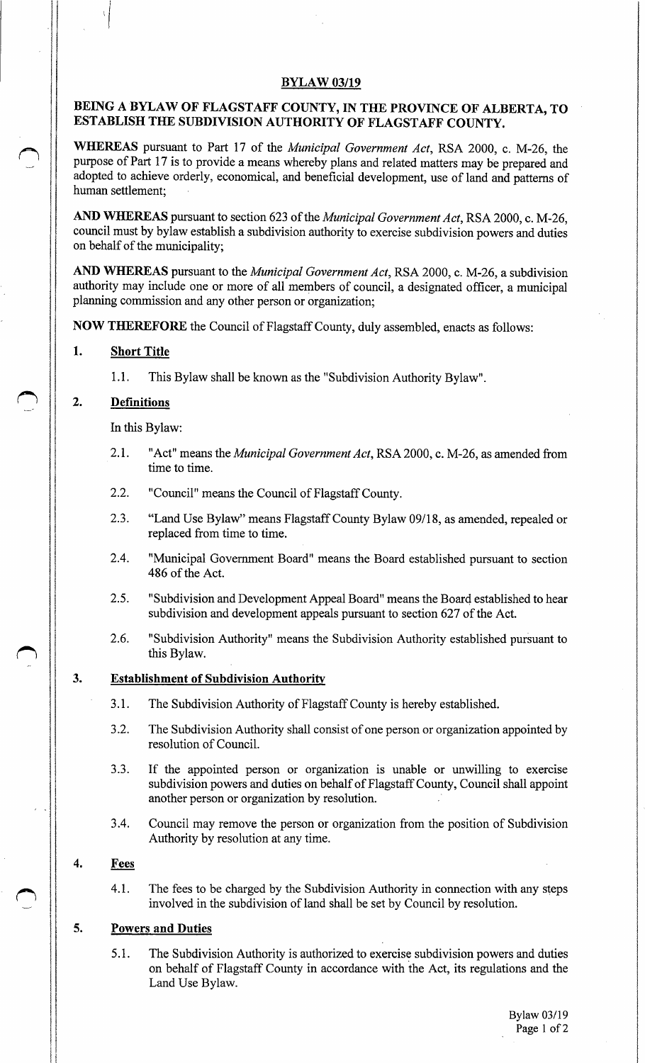# BYLAW 03/19

## BEING A BYLAW OF FLAGSTAFF COUNTY, IN THE PROVINCE OF ALBERTA, TO ESTABLISH THE SUBDIVISION AUTHORITY OF FLAGSTAFF COUNTY.

**WHEREAS** pursuant to Part 17 of the *Municipal Government Act*, RSA 2000, c. M-26, the purpose of Part 17 is to provide a means whereby plans and related matters may be prepared and adopted to achieve orderly, economical, and beneficial development, use of land and patterns of human settlement;

**AND WHEREAS** pursuant to section 623 of the *Municipal Government Act*, RSA 2000, c. M-26, council must by bylaw establish a subdivision authority to exercise subdivision powers and duties on behalf of the municipality;

**AND WHEREAS** pursuant to the *Municipal Government Act*, RSA 2000, c. M-26, a subdivision authority may include one or more of all members of council, a designated officer, a municipal planning commission and any other person or organization;

**NOW THEREFORE** the Council of Flagstaff County, duly assembled, enacts as follows:

### 1. Short Title

1.1. This Bylaw shall be known as the "Subdivision Authority Bylaw".

### 2. Definitions

In this Bylaw:

2.1. "Act" means the *Municipal Government Act*, RSA 2000, c. M-26, as amended from time to time.

2.2. "Council" means the Council of Flagstaff County.

2.3. "Land Use Bylaw" means Flagstaff County Bylaw 09/18, as amended, repealed or replaced from time to time.

2.4. "Municipal Government Board" means the Board established pursuant to section 486 of the Act.

2.5. "Subdivision and Development Appeal Board" means the Board established to hear subdivision and development appeals pursuant to section 627 of the Act.

2.6. "Subdivision Authority" means the Subdivision Authority established pursuant to this Bylaw.

### 3. Establishment of Subdivision Authority

3.1. The Subdivision Authority of Flagstaff County is hereby established.

3.2. The Subdivision Authority shall consist of one person or organization appointed by resolution of Council.

3.3. If the appointed person or organization is unable or unwilling to exercise subdivision powers and duties on behalf of Flagstaff County, Council shall appoint another person or organization by resolution.

3.4. Council may remove the person or organization from the position of Subdivision Authority by resolution at any time.

### 4. Fees

4.1. The fees to be charged by the Subdivision Authority in connection with any steps involved in the subdivision of land shall be set by Council by resolution.

### 5. Powers and Duties

5.1. The Subdivision Authority is authorized to exercise subdivision powers and duties on behalf of Flagstaff County in accordance with the Act, its regulations and the Land Use Bylaw.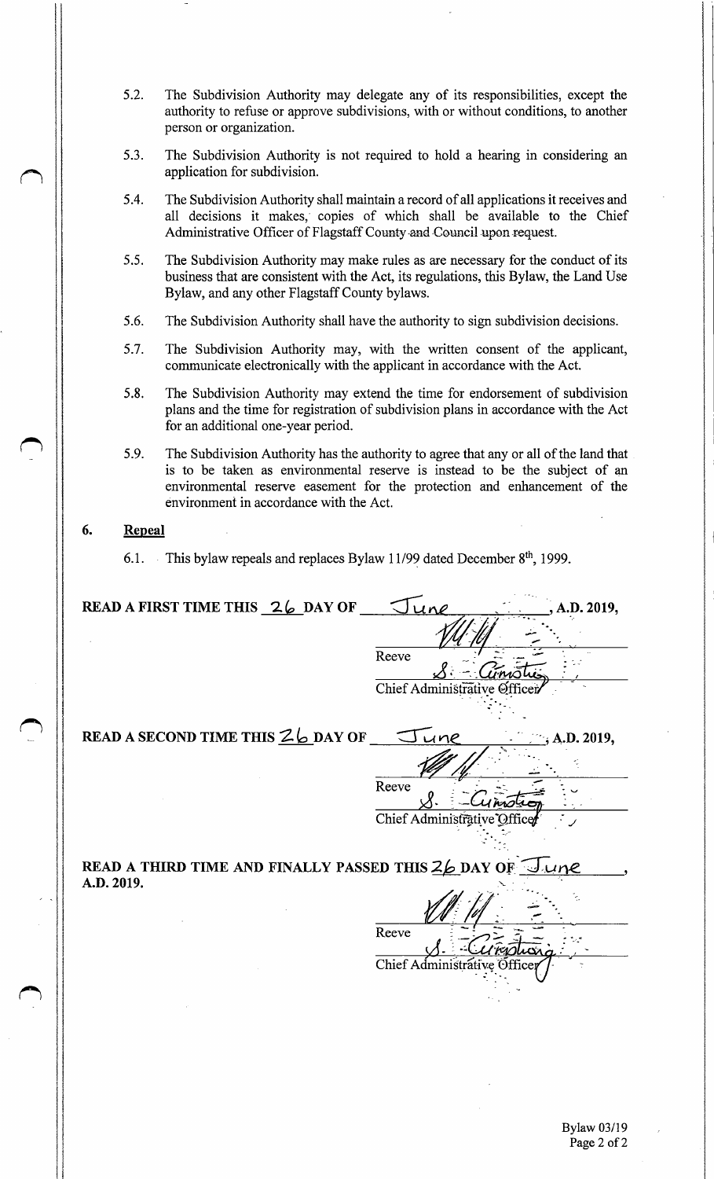5.2. The Subdivision Authority may delegate any of its responsibilities, except the authority to refuse or approve subdivisions, with or without conditions, to another person or organization.

5.3. The Subdivision Authority is not required to hold a hearing in considering an application for subdivision.

5.4. The Subdivision Authority shall maintain a record of all applications it receives and all decisions it makes, copies of which shall be available to the Chief Administrative Officer of Flagstaff County and Council upon request.

5.5. The Subdivision Authority may make rules as are necessary for the conduct of its business that are consistent with the Act, its regulations, this Bylaw, the Land Use Bylaw, and any other Flagstaff County bylaws.

5.6. The Subdivision Authority shall have the authority to sign subdivision decisions.

5.7. The Subdivision Authority may, with the written consent of the applicant, communicate electronically with the applicant in accordance with the Act.

5.8. The Subdivision Authority may extend the time for endorsement of subdivision plans and the time for registration of subdivision plans in accordance with the Act for an additional one-year period.

5.9. The Subdivision Authority has the authority to agree that any or all of the land that is to be taken as environmental reserve is instead to be the subject of an environmental reserve easement for the protection and enhancement of the environment in accordance with the Act.

**6. Repeal**

6.1. This bylaw repeals and replaces Bylaw 11/99 dated December 8th, 1999.

**READ A FIRST TIME THIS 26 DAY OF June, A.D. 2019,**

Reeve

Chief Administrative Officer

**READ A SECOND TIME THIS 26 DAY OF June, A.D. 2019,**

Reeve

Chief Administrative Officer

**READ A THIRD TIME AND FINALLY PASSED THIS 26 DAY OF June, A.D. 2019.**

Reeve

Chief Administrative Officer

Bylaw 03/19